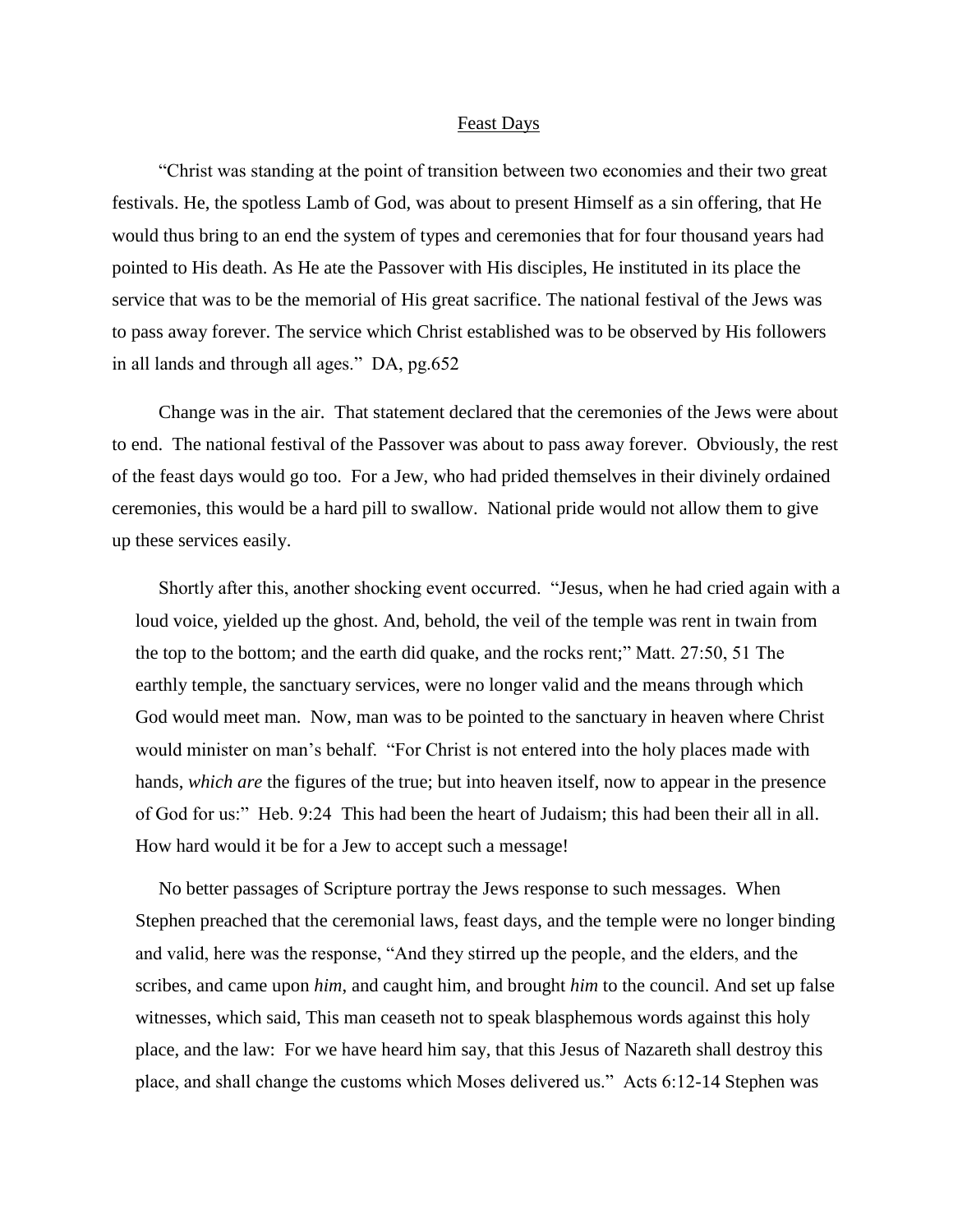# Feast Days

"Christ was standing at the point of transition between two economies and their two great festivals. He, the spotless Lamb of God, was about to present Himself as a sin offering, that He would thus bring to an end the system of types and ceremonies that for four thousand years had pointed to His death. As He ate the Passover with His disciples, He instituted in its place the service that was to be the memorial of His great sacrifice. The national festival of the Jews was to pass away forever. The service which Christ established was to be observed by His followers in all lands and through all ages." DA, pg.652

Change was in the air. That statement declared that the ceremonies of the Jews were about to end. The national festival of the Passover was about to pass away forever. Obviously, the rest of the feast days would go too. For a Jew, who had prided themselves in their divinely ordained ceremonies, this would be a hard pill to swallow. National pride would not allow them to give up these services easily.

Shortly after this, another shocking event occurred. "Jesus, when he had cried again with a loud voice, yielded up the ghost. And, behold, the veil of the temple was rent in twain from the top to the bottom; and the earth did quake, and the rocks rent;" Matt. 27:50, 51 The earthly temple, the sanctuary services, were no longer valid and the means through which God would meet man. Now, man was to be pointed to the sanctuary in heaven where Christ would minister on man's behalf. "For Christ is not entered into the holy places made with hands, *which are* the figures of the true; but into heaven itself, now to appear in the presence of God for us:" Heb. 9:24 This had been the heart of Judaism; this had been their all in all. How hard would it be for a Jew to accept such a message!

No better passages of Scripture portray the Jews response to such messages. When Stephen preached that the ceremonial laws, feast days, and the temple were no longer binding and valid, here was the response, "And they stirred up the people, and the elders, and the scribes, and came upon *him*, and caught him, and brought *him* to the council. And set up false witnesses, which said, This man ceaseth not to speak blasphemous words against this holy place, and the law: For we have heard him say, that this Jesus of Nazareth shall destroy this place, and shall change the customs which Moses delivered us." Acts 6:12-14 Stephen was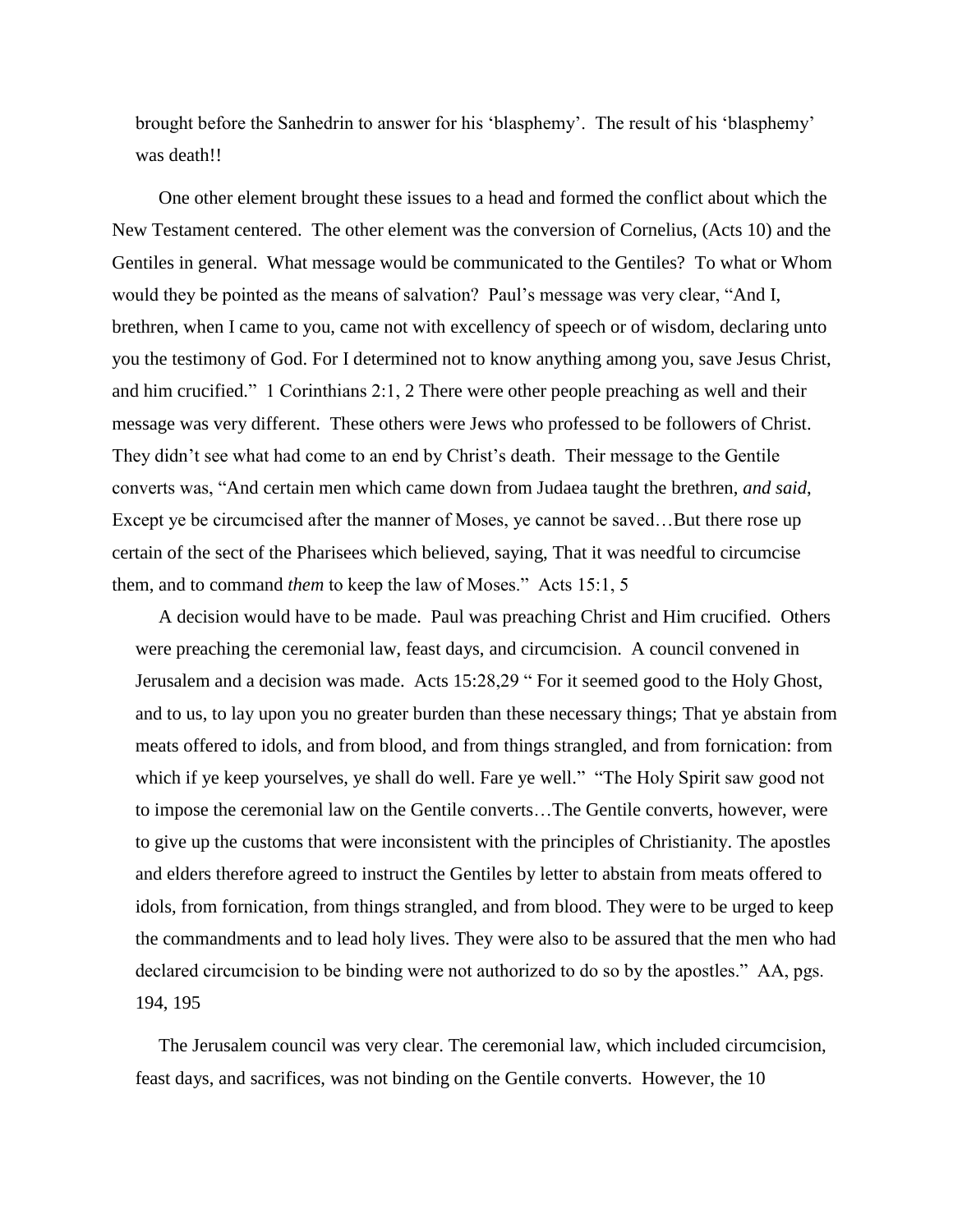brought before the Sanhedrin to answer for his 'blasphemy'. The result of his 'blasphemy' was death!!

One other element brought these issues to a head and formed the conflict about which the New Testament centered. The other element was the conversion of Cornelius, (Acts 10) and the Gentiles in general. What message would be communicated to the Gentiles? To what or Whom would they be pointed as the means of salvation? Paul's message was very clear, "And I, brethren, when I came to you, came not with excellency of speech or of wisdom, declaring unto you the testimony of God. For I determined not to know anything among you, save Jesus Christ, and him crucified." 1 Corinthians 2:1, 2 There were other people preaching as well and their message was very different. These others were Jews who professed to be followers of Christ. They didn't see what had come to an end by Christ's death. Their message to the Gentile converts was, "And certain men which came down from Judaea taught the brethren, *and said*, Except ye be circumcised after the manner of Moses, ye cannot be saved…But there rose up certain of the sect of the Pharisees which believed, saying, That it was needful to circumcise them, and to command *them* to keep the law of Moses." Acts 15:1, 5

A decision would have to be made. Paul was preaching Christ and Him crucified. Others were preaching the ceremonial law, feast days, and circumcision. A council convened in Jerusalem and a decision was made. Acts 15:28,29 " For it seemed good to the Holy Ghost, and to us, to lay upon you no greater burden than these necessary things; That ye abstain from meats offered to idols, and from blood, and from things strangled, and from fornication: from which if ye keep yourselves, ye shall do well. Fare ye well." "The Holy Spirit saw good not to impose the ceremonial law on the Gentile converts…The Gentile converts, however, were to give up the customs that were inconsistent with the principles of Christianity. The apostles and elders therefore agreed to instruct the Gentiles by letter to abstain from meats offered to idols, from fornication, from things strangled, and from blood. They were to be urged to keep the commandments and to lead holy lives. They were also to be assured that the men who had declared circumcision to be binding were not authorized to do so by the apostles." AA, pgs. 194, 195

The Jerusalem council was very clear. The ceremonial law, which included circumcision, feast days, and sacrifices, was not binding on the Gentile converts. However, the 10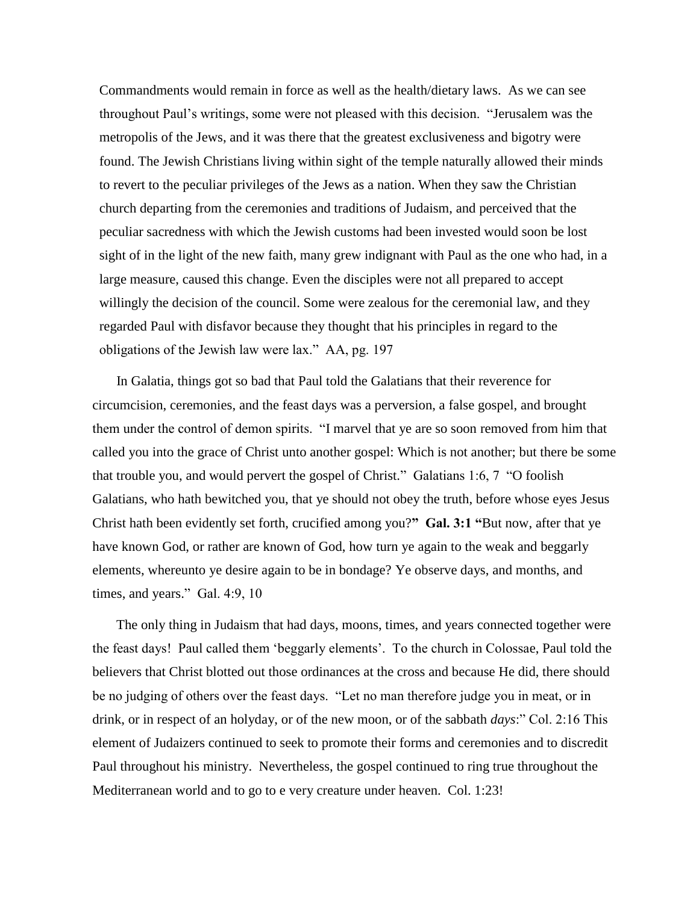Commandments would remain in force as well as the health/dietary laws. As we can see throughout Paul's writings, some were not pleased with this decision. "Jerusalem was the metropolis of the Jews, and it was there that the greatest exclusiveness and bigotry were found. The Jewish Christians living within sight of the temple naturally allowed their minds to revert to the peculiar privileges of the Jews as a nation. When they saw the Christian church departing from the ceremonies and traditions of Judaism, and perceived that the peculiar sacredness with which the Jewish customs had been invested would soon be lost sight of in the light of the new faith, many grew indignant with Paul as the one who had, in a large measure, caused this change. Even the disciples were not all prepared to accept willingly the decision of the council. Some were zealous for the ceremonial law, and they regarded Paul with disfavor because they thought that his principles in regard to the obligations of the Jewish law were lax." AA, pg. 197

In Galatia, things got so bad that Paul told the Galatians that their reverence for circumcision, ceremonies, and the feast days was a perversion, a false gospel, and brought them under the control of demon spirits. "I marvel that ye are so soon removed from him that called you into the grace of Christ unto another gospel: Which is not another; but there be some that trouble you, and would pervert the gospel of Christ." Galatians 1:6, 7 "O foolish Galatians, who hath bewitched you, that ye should not obey the truth, before whose eyes Jesus Christ hath been evidently set forth, crucified among you?**" Gal. 3:1 "**But now, after that ye have known God, or rather are known of God, how turn ye again to the weak and beggarly elements, whereunto ye desire again to be in bondage? Ye observe days, and months, and times, and years." Gal. 4:9, 10

The only thing in Judaism that had days, moons, times, and years connected together were the feast days! Paul called them 'beggarly elements'. To the church in Colossae, Paul told the believers that Christ blotted out those ordinances at the cross and because He did, there should be no judging of others over the feast days. "Let no man therefore judge you in meat, or in drink, or in respect of an holyday, or of the new moon, or of the sabbath *days*:" Col. 2:16 This element of Judaizers continued to seek to promote their forms and ceremonies and to discredit Paul throughout his ministry. Nevertheless, the gospel continued to ring true throughout the Mediterranean world and to go to e very creature under heaven. Col. 1:23!